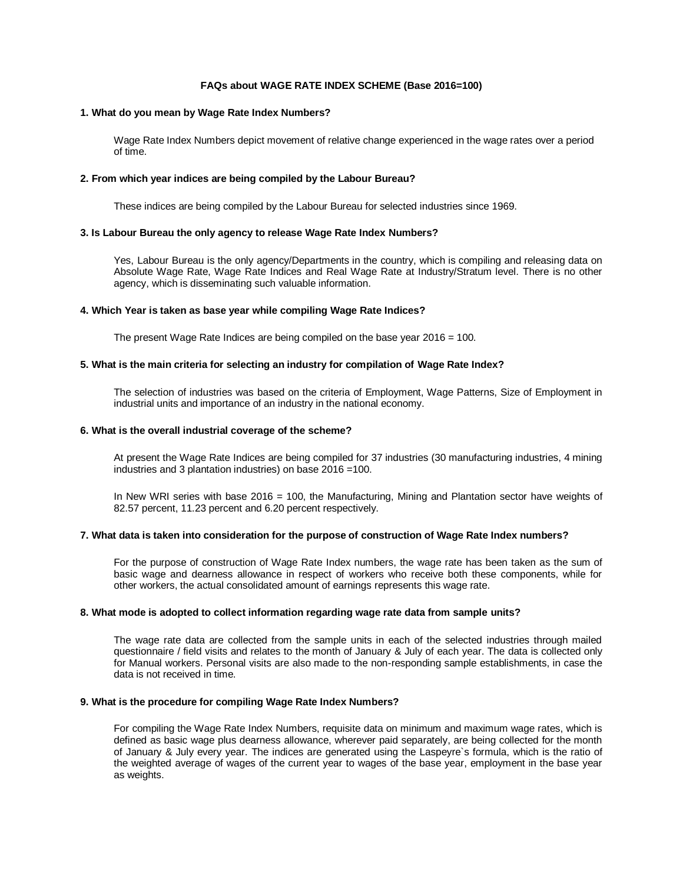# FAQs about WAGE RATE INDEX SCHEME (Base 2016=100)

### 1. What do you mean by Wage Rate Index Numbers?

Wage Rate Index Numbers depict movement of relative change experienced in the wage rates over a period of time.

### 2. From which year indices are being compiled by the Labour Bureau?

These indices are being compiled by the Labour Bureau for selected industries since 1969.

### 3. Is Labour Bureau the only agency to release Wage Rate Index Numbers?

Yes, Labour Bureau is the only agency/Departments in the country, which is compiling and releasing data on Absolute Wage Rate, Wage Rate Indices and Real Wage Rate at Industry/Stratum level. There is no other agency, which is disseminating such valuable information.

### 4. Which Year is taken as base year while compiling Wage Rate Indices?

The present Wage Rate Indices are being compiled on the base year 2016 = 100.

### 5. What is the main criteria for selecting an industry for compilation of Wage Rate Index?

The selection of industries was based on the criteria of Employment, Wage Patterns, Size of Employment in industrial units and importance of an industry in the national economy.

### 6. What is the overall industrial coverage of the scheme?

At present the Wage Rate Indices are being compiled for 37 industries (30 manufacturing industries, 4 mining industries and 3 plantation industries) on base 2016 =100.

In New WRI series with base 2016 = 100, the Manufacturing, Mining and Plantation sector have weights of 82.57 percent, 11.23 percent and 6.20 percent respectively.

### 7. What data is taken into consideration for the purpose of construction of Wage Rate Index numbers?

For the purpose of construction of Wage Rate Index numbers, the wage rate has been taken as the sum of basic wage and dearness allowance in respect of workers who receive both these components, while for other workers, the actual consolidated amount of earnings represents this wage rate.

### 8. What mode is adopted to collect information regarding wage rate data from sample units?

The wage rate data are collected from the sample units in each of the selected industries through mailed questionnaire / field visits and relates to the month of January & July of each year. The data is collected only for Manual workers. Personal visits are also made to the non-responding sample establishments, in case the data is not received in time.

### 9. What is the procedure for compiling Wage Rate Index Numbers?

For compiling the Wage Rate Index Numbers, requisite data on minimum and maximum wage rates, which is defined as basic wage plus dearness allowance, wherever paid separately, are being collected for the month of January & July every year. The indices are generated using the Laspeyre`s formula, which is the ratio of the weighted average of wages of the current year to wages of the base year, employment in the base year as weights.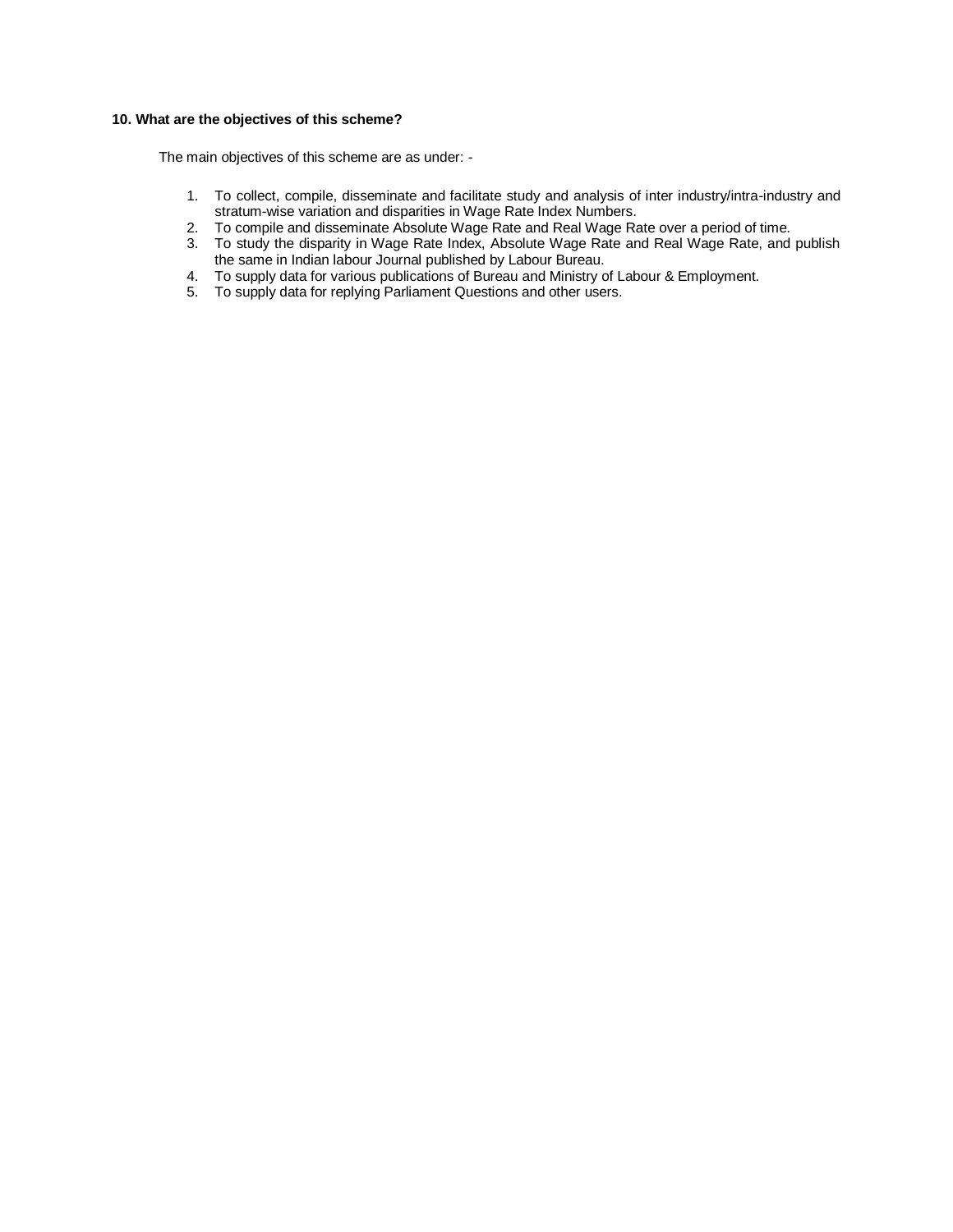**10. What are the objectives of this scheme?**

The main objectives of this scheme are as under: -

1. To collect, compile, disseminate and facilitate study and analysis of inter industry/intra-industry and stratum-wise variation and disparities in Wage Rate Index Numbers.
2. To compile and disseminate Absolute Wage Rate and Real Wage Rate over a period of time.
3. To study the disparity in Wage Rate Index, Absolute Wage Rate and Real Wage Rate, and publish the same in Indian labour Journal published by Labour Bureau.
4. To supply data for various publications of Bureau and Ministry of Labour & Employment.
5. To supply data for replying Parliament Questions and other users.